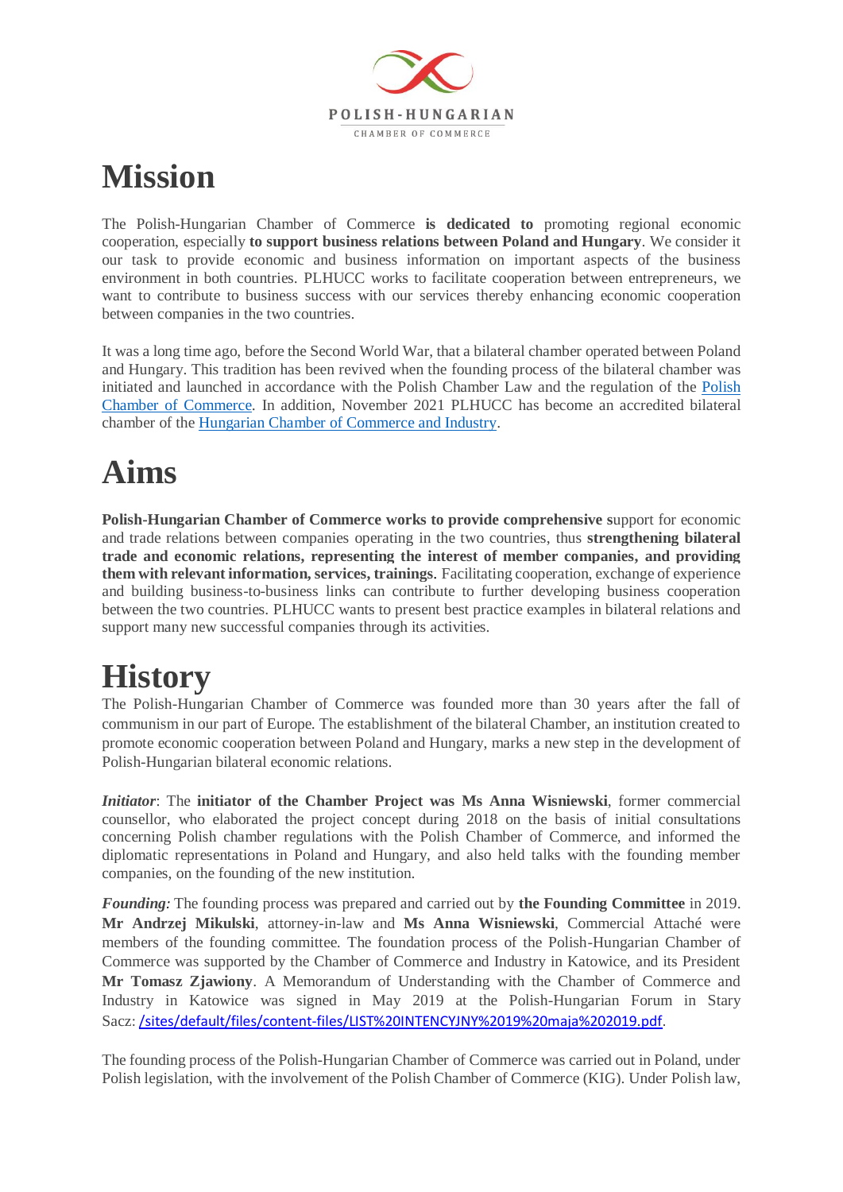POLISH-HUNGARIAN

CHAMBER OF COMMERCE

# Mission

The Polish-Hungarian Chamber of Commerce **is dedicated to** promoting regional economic cooperation, especially **to support business relations between Poland and Hungary**. We consider it our task to provide economic and business information on important aspects of the business environment in both countries. PLHUCC works to facilitate cooperation between entrepreneurs, we want to contribute to business success with our services thereby enhancing economic cooperation between companies in the two countries.

It was a long time ago, before the Second World War, that a bilateral chamber operated between Poland and Hungary. This tradition has been revived when the founding process of the bilateral chamber was initiated and launched in accordance with the Polish Chamber Law and the regulation of the Polish Chamber of Commerce. In addition, November 2021 PLHUCC has become an accredited bilateral chamber of the Hungarian Chamber of Commerce and Industry.

# Aims

**Polish-Hungarian Chamber of Commerce works to provide comprehensive s**upport for economic and trade relations between companies operating in the two countries, thus **strengthening bilateral trade and economic relations, representing the interest of member companies, and providing them with relevant information, services, trainings**. Facilitating cooperation, exchange of experience and building business-to-business links can contribute to further developing business cooperation between the two countries. PLHUCC wants to present best practice examples in bilateral relations and support many new successful companies through its activities.

# History

The Polish-Hungarian Chamber of Commerce was founded more than 30 years after the fall of communism in our part of Europe. The establishment of the bilateral Chamber, an institution created to promote economic cooperation between Poland and Hungary, marks a new step in the development of Polish-Hungarian bilateral economic relations.

***Initiator***: The **initiator of the Chamber Project was Ms Anna Wisniewski**, former commercial counsellor, who elaborated the project concept during 2018 on the basis of initial consultations concerning Polish chamber regulations with the Polish Chamber of Commerce, and informed the diplomatic representations in Poland and Hungary, and also held talks with the founding member companies, on the founding of the new institution.

***Founding:*** The founding process was prepared and carried out by **the Founding Committee** in 2019. **Mr Andrzej Mikulski**, attorney-in-law and **Ms Anna Wisniewski**, Commercial Attaché were members of the founding committee. The foundation process of the Polish-Hungarian Chamber of Commerce was supported by the Chamber of Commerce and Industry in Katowice, and its President **Mr Tomasz Zjawiony**. A Memorandum of Understanding with the Chamber of Commerce and Industry in Katowice was signed in May 2019 at the Polish-Hungarian Forum in Stary Sacz: /sites/default/files/content-files/LIST%20INTENCYJNY%2019%20maja%202019.pdf.

The founding process of the Polish-Hungarian Chamber of Commerce was carried out in Poland, under Polish legislation, with the involvement of the Polish Chamber of Commerce (KIG). Under Polish law,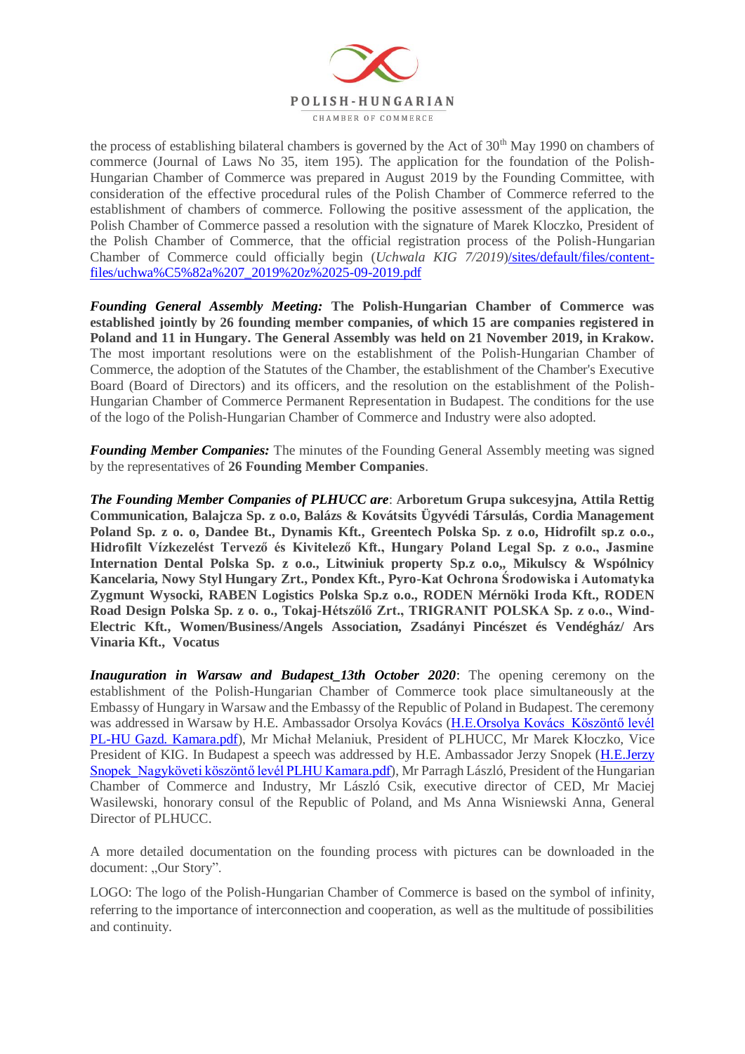the process of establishing bilateral chambers is governed by the Act of 30th May 1990 on chambers of commerce (Journal of Laws No 35, item 195). The application for the foundation of the Polish-Hungarian Chamber of Commerce was prepared in August 2019 by the Founding Committee, with consideration of the effective procedural rules of the Polish Chamber of Commerce referred to the establishment of chambers of commerce. Following the positive assessment of the application, the Polish Chamber of Commerce passed a resolution with the signature of Marek Kloczko, President of the Polish Chamber of Commerce, that the official registration process of the Polish-Hungarian Chamber of Commerce could officially begin (*Uchwala KIG 7/2019*)[/sites/default/files/content-files/uchwa%C5%82a%207_2019%20z%2025-09-2019.pdf](/sites/default/files/content-files/uchwa%C5%82a%207_2019%20z%2025-09-2019.pdf)

***Founding General Assembly Meeting:* The Polish-Hungarian Chamber of Commerce was established jointly by 26 founding member companies, of which 15 are companies registered in Poland and 11 in Hungary. The General Assembly was held on 21 November 2019, in Krakow.** The most important resolutions were on the establishment of the Polish-Hungarian Chamber of Commerce, the adoption of the Statutes of the Chamber, the establishment of the Chamber's Executive Board (Board of Directors) and its officers, and the resolution on the establishment of the Polish-Hungarian Chamber of Commerce Permanent Representation in Budapest. The conditions for the use of the logo of the Polish-Hungarian Chamber of Commerce and Industry were also adopted.

***Founding Member Companies:*** The minutes of the Founding General Assembly meeting was signed by the representatives of **26 Founding Member Companies**.

***The Founding Member Companies of PLHUCC are***: **Arboretum Grupa sukcesyjna, Attila Rettig Communication, Balajcza Sp. z o.o, Balázs & Kovátsits Ügyvédi Társulás, Cordia Management Poland Sp. z o. o, Dandee Bt., Dynamis Kft., Greentech Polska Sp. z o.o, Hidrofilt sp.z o.o., Hidrofilt Vízkezelést Tervező és Kivitelező Kft., Hungary Poland Legal Sp. z o.o., Jasmine Internation Dental Polska Sp. z o.o., Litwiniuk property Sp.z o.o,, Mikulscy & Wspólnicy Kancelaria, Nowy Styl Hungary Zrt., Pondex Kft., Pyro-Kat Ochrona Środowiska i Automatyka Zygmunt Wysocki, RABEN Logistics Polska Sp.z o.o., RODEN Mérnöki Iroda Kft., RODEN Road Design Polska Sp. z o. o., Tokaj-Hétszőlő Zrt., TRIGRANIT POLSKA Sp. z o.o., Wind-Electric Kft., Women/Business/Angels Association, Zsadányi Pincészet és Vendégház/ Ars Vinaria Kft., Vocatus**

***Inauguration in Warsaw and Budapest_13th October 2020***: The opening ceremony on the establishment of the Polish-Hungarian Chamber of Commerce took place simultaneously at the Embassy of Hungary in Warsaw and the Embassy of the Republic of Poland in Budapest. The ceremony was addressed in Warsaw by H.E. Ambassador Orsolya Kovács (H.E.Orsolya Kovács Köszöntő levél PL-HU Gazd. Kamara.pdf), Mr Michał Melaniuk, President of PLHUCC, Mr Marek Kłoczko, Vice President of KIG. In Budapest a speech was addressed by H.E. Ambassador Jerzy Snopek (H.E.Jerzy Snopek_Nagyköveti köszöntő levél PLHU Kamara.pdf), Mr Parragh László, President of the Hungarian Chamber of Commerce and Industry, Mr László Csik, executive director of CED, Mr Maciej Wasilewski, honorary consul of the Republic of Poland, and Ms Anna Wisniewski Anna, General Director of PLHUCC.

A more detailed documentation on the founding process with pictures can be downloaded in the document: „Our Story".

LOGO: The logo of the Polish-Hungarian Chamber of Commerce is based on the symbol of infinity, referring to the importance of interconnection and cooperation, as well as the multitude of possibilities and continuity.